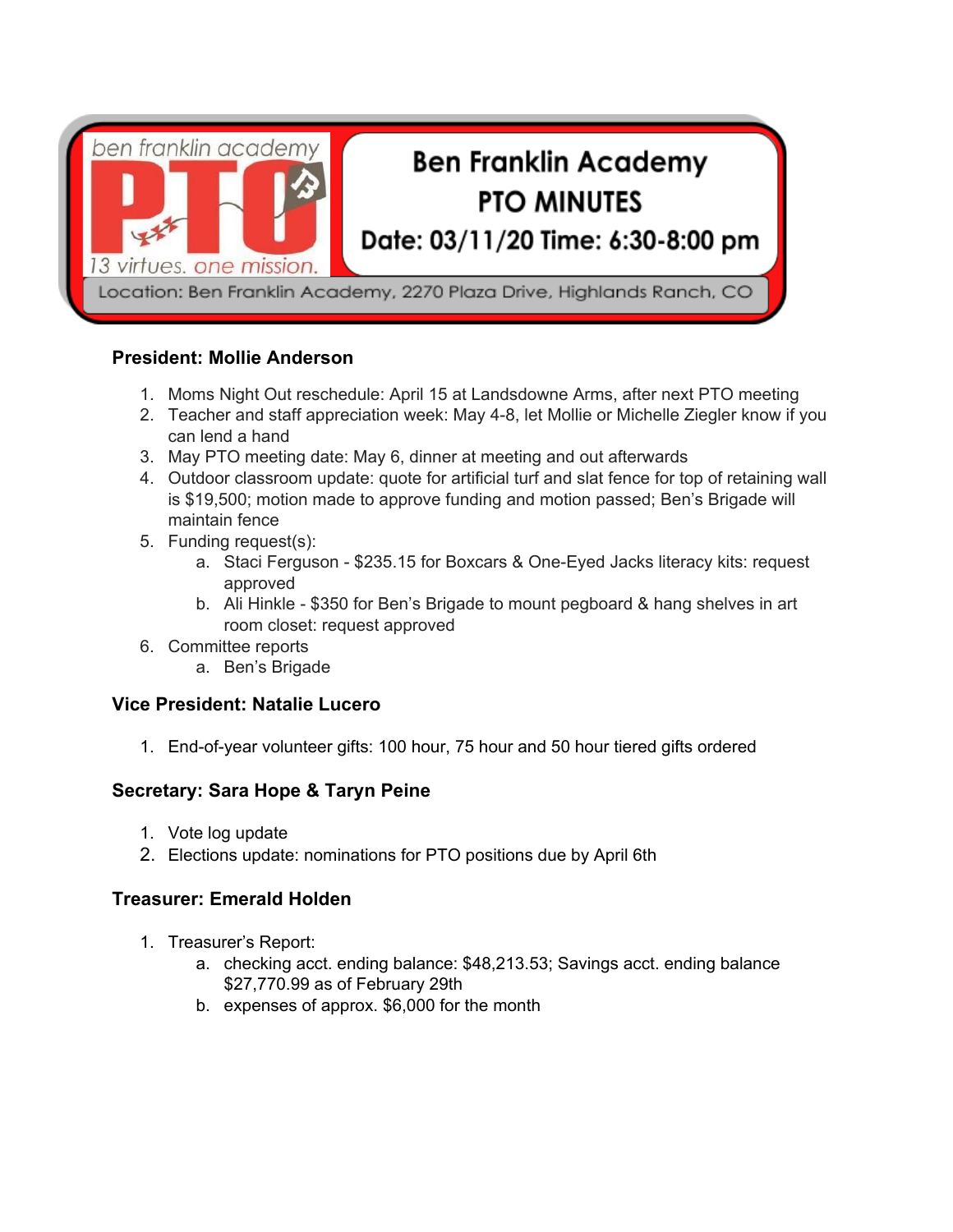ben franklin academy **PTO** 13 virtues. one mission.

# Ben Franklin Academy PTO MINUTES

**Date: 03/11/20 Time: 6:30-8:00 pm**

Location: Ben Franklin Academy, 2270 Plaza Drive, Highlands Ranch, CO

## President: Mollie Anderson

1. Moms Night Out reschedule: April 15 at Landsdowne Arms, after next PTO meeting
2. Teacher and staff appreciation week: May 4-8, let Mollie or Michelle Ziegler know if you can lend a hand
3. May PTO meeting date: May 6, dinner at meeting and out afterwards
4. Outdoor classroom update: quote for artificial turf and slat fence for top of retaining wall is $19,500; motion made to approve funding and motion passed; Ben's Brigade will maintain fence
5. Funding request(s):
   a. Staci Ferguson - $235.15 for Boxcars & One-Eyed Jacks literacy kits: request approved
   b. Ali Hinkle - $350 for Ben's Brigade to mount pegboard & hang shelves in art room closet: request approved
6. Committee reports
   a. Ben's Brigade

## Vice President: Natalie Lucero

1. End-of-year volunteer gifts: 100 hour, 75 hour and 50 hour tiered gifts ordered

## Secretary: Sara Hope & Taryn Peine

1. Vote log update
2. Elections update: nominations for PTO positions due by April 6th

## Treasurer: Emerald Holden

1. Treasurer's Report:
   a. checking acct. ending balance: $48,213.53; Savings acct. ending balance $27,770.99 as of February 29th
   b. expenses of approx. $6,000 for the month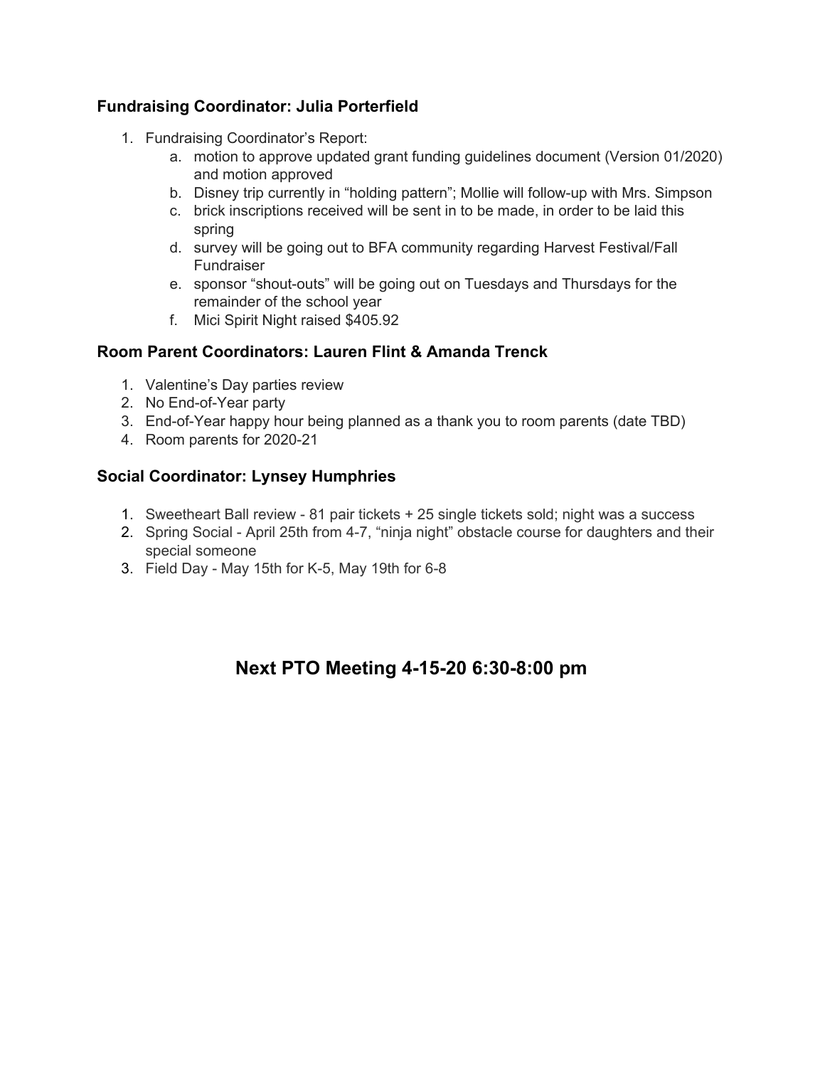### Fundraising Coordinator: Julia Porterfield

1. Fundraising Coordinator's Report:
    a. motion to approve updated grant funding guidelines document (Version 01/2020) and motion approved
    b. Disney trip currently in "holding pattern"; Mollie will follow-up with Mrs. Simpson
    c. brick inscriptions received will be sent in to be made, in order to be laid this spring
    d. survey will be going out to BFA community regarding Harvest Festival/Fall Fundraiser
    e. sponsor "shout-outs" will be going out on Tuesdays and Thursdays for the remainder of the school year
    f. Mici Spirit Night raised $405.92

### Room Parent Coordinators: Lauren Flint & Amanda Trenck

1. Valentine's Day parties review
2. No End-of-Year party
3. End-of-Year happy hour being planned as a thank you to room parents (date TBD)
4. Room parents for 2020-21

### Social Coordinator: Lynsey Humphries

1. Sweetheart Ball review - 81 pair tickets + 25 single tickets sold; night was a success
2. Spring Social - April 25th from 4-7, "ninja night" obstacle course for daughters and their special someone
3. Field Day - May 15th for K-5, May 19th for 6-8

## Next PTO Meeting 4-15-20 6:30-8:00 pm